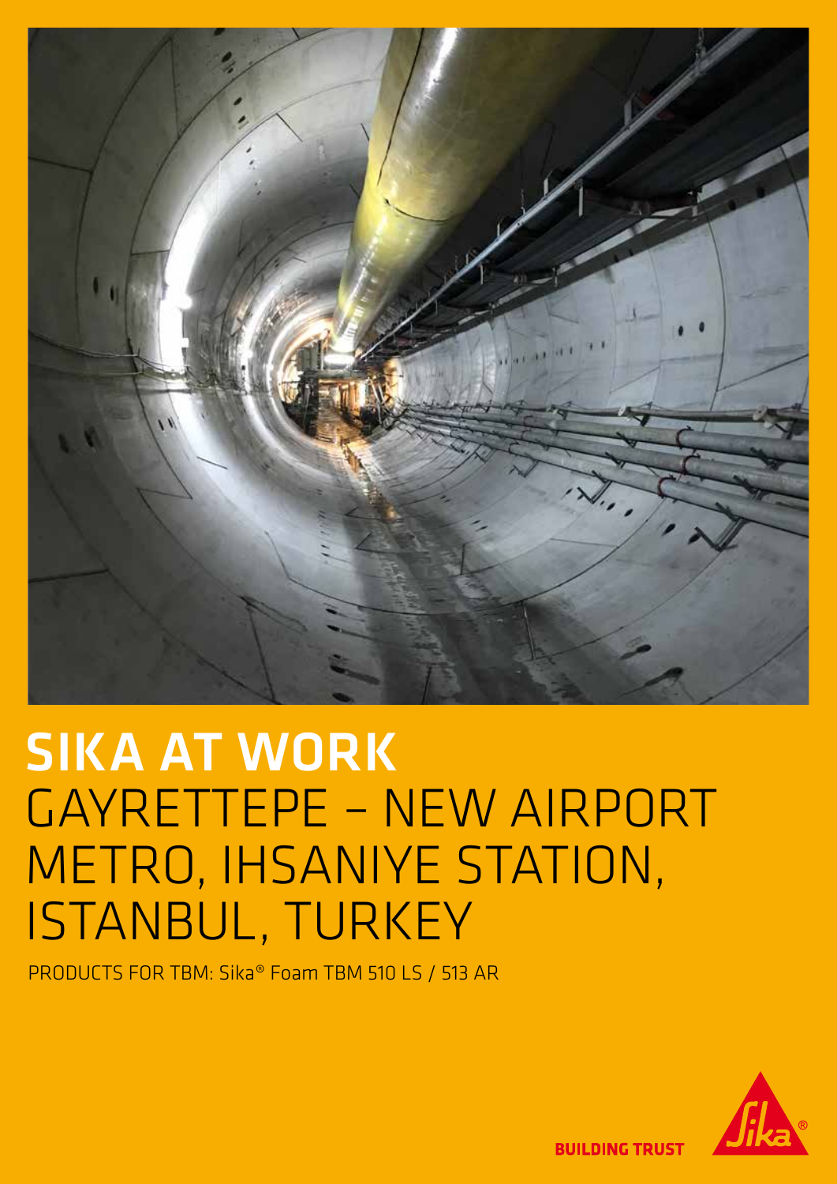# SIKA AT WORK
# GAYRETTEPE – NEW AIRPORT METRO, IHSANIYE STATION, ISTANBUL, TURKEY

PRODUCTS FOR TBM: Sika® Foam TBM 510 LS / 513 AR

BUILDING TRUST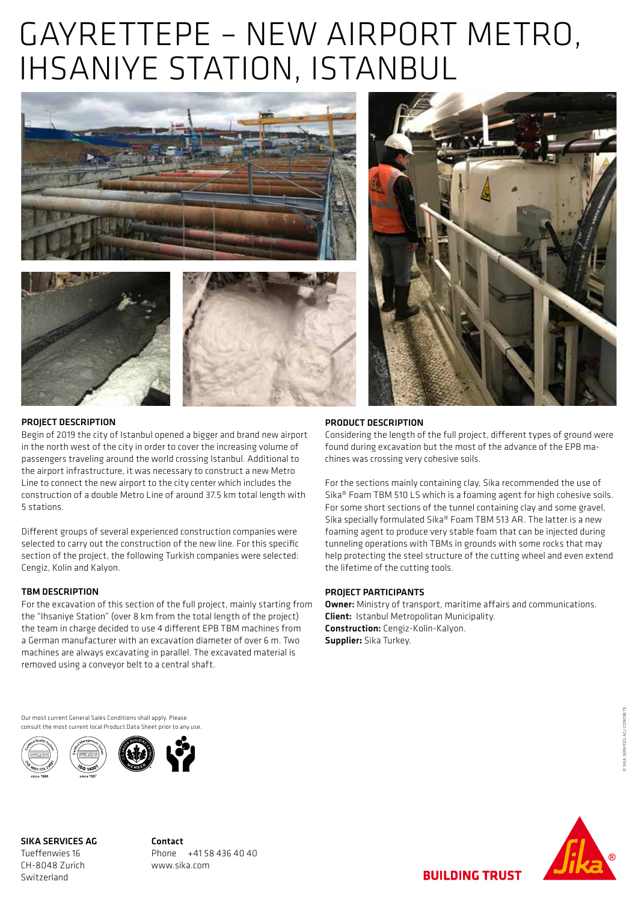# GAYRETTEPE – NEW AIRPORT METRO, IHSANIYE STATION, ISTANBUL

## PROJECT DESCRIPTION

Begin of 2019 the city of Istanbul opened a bigger and brand new airport in the north west of the city in order to cover the increasing volume of passengers traveling around the world crossing Istanbul. Additional to the airport infrastructure, it was necessary to construct a new Metro Line to connect the new airport to the city center which includes the construction of a double Metro Line of around 37.5 km total length with 5 stations.

Different groups of several experienced construction companies were selected to carry out the construction of the new line. For this specific section of the project, the following Turkish companies were selected: Cengiz, Kolin and Kalyon.

## TBM DESCRIPTION

For the excavation of this section of the full project, mainly starting from the "Ihsaniye Station" (over 8 km from the total length of the project) the team in charge decided to use 4 different EPB TBM machines from a German manufacturer with an excavation diameter of over 6 m. Two machines are always excavating in parallel. The excavated material is removed using a conveyor belt to a central shaft.

## PRODUCT DESCRIPTION

Considering the length of the full project, different types of ground were found during excavation but the most of the advance of the EPB machines was crossing very cohesive soils.

For the sections mainly containing clay, Sika recommended the use of Sika® Foam TBM 510 LS which is a foaming agent for high cohesive soils. For some short sections of the tunnel containing clay and some gravel, Sika specially formulated Sika® Foam TBM 513 AR. The latter is a new foaming agent to produce very stable foam that can be injected during tunneling operations with TBMs in grounds with some rocks that may help protecting the steel structure of the cutting wheel and even extend the lifetime of the cutting tools.

## PROJECT PARTICIPANTS

**Owner:** Ministry of transport, maritime affairs and communications.
**Client:** Istanbul Metropolitan Municipality.
**Construction:** Cengiz-Kolin-Kalyon.
**Supplier:** Sika Turkey.

Our most current General Sales Conditions shall apply. Please consult the most current local Product Data Sheet prior to any use.

**SIKA SERVICES AG**
Tueffenwies 16
CH-8048 Zurich
Switzerland

**Contact**
Phone +41 58 436 40 40
www.sika.com

**BUILDING TRUST**

© SIKA SERVICES AG / CONCRETE